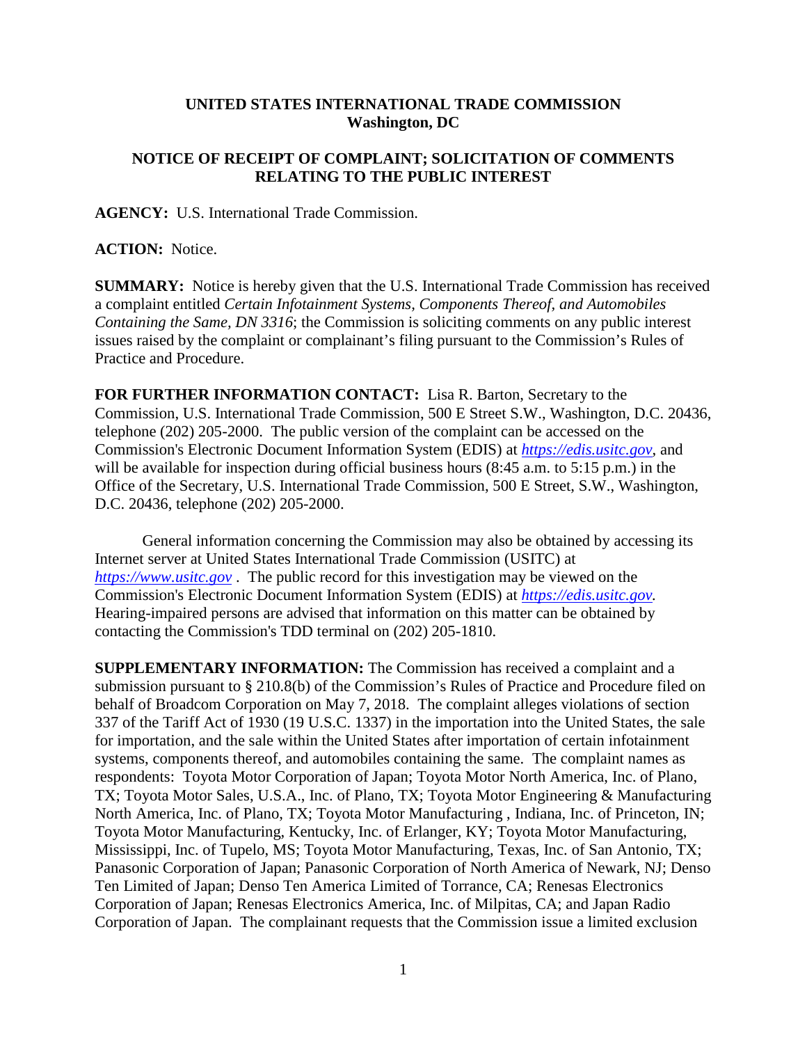**UNITED STATES INTERNATIONAL TRADE COMMISSION**
**Washington, DC**

**NOTICE OF RECEIPT OF COMPLAINT; SOLICITATION OF COMMENTS RELATING TO THE PUBLIC INTEREST**

**AGENCY:** U.S. International Trade Commission.

**ACTION:** Notice.

**SUMMARY:** Notice is hereby given that the U.S. International Trade Commission has received a complaint entitled *Certain Infotainment Systems, Components Thereof, and Automobiles Containing the Same, DN 3316*; the Commission is soliciting comments on any public interest issues raised by the complaint or complainant's filing pursuant to the Commission's Rules of Practice and Procedure.

**FOR FURTHER INFORMATION CONTACT:** Lisa R. Barton, Secretary to the Commission, U.S. International Trade Commission, 500 E Street S.W., Washington, D.C. 20436, telephone (202) 205-2000. The public version of the complaint can be accessed on the Commission's Electronic Document Information System (EDIS) at *https://edis.usitc.gov*, and will be available for inspection during official business hours (8:45 a.m. to 5:15 p.m.) in the Office of the Secretary, U.S. International Trade Commission, 500 E Street, S.W., Washington, D.C. 20436, telephone (202) 205-2000.

General information concerning the Commission may also be obtained by accessing its Internet server at United States International Trade Commission (USITC) at *https://www.usitc.gov* . The public record for this investigation may be viewed on the Commission's Electronic Document Information System (EDIS) at *https://edis.usitc.gov.* Hearing-impaired persons are advised that information on this matter can be obtained by contacting the Commission's TDD terminal on (202) 205-1810.

**SUPPLEMENTARY INFORMATION:** The Commission has received a complaint and a submission pursuant to § 210.8(b) of the Commission's Rules of Practice and Procedure filed on behalf of Broadcom Corporation on May 7, 2018. The complaint alleges violations of section 337 of the Tariff Act of 1930 (19 U.S.C. 1337) in the importation into the United States, the sale for importation, and the sale within the United States after importation of certain infotainment systems, components thereof, and automobiles containing the same. The complaint names as respondents: Toyota Motor Corporation of Japan; Toyota Motor North America, Inc. of Plano, TX; Toyota Motor Sales, U.S.A., Inc. of Plano, TX; Toyota Motor Engineering & Manufacturing North America, Inc. of Plano, TX; Toyota Motor Manufacturing , Indiana, Inc. of Princeton, IN; Toyota Motor Manufacturing, Kentucky, Inc. of Erlanger, KY; Toyota Motor Manufacturing, Mississippi, Inc. of Tupelo, MS; Toyota Motor Manufacturing, Texas, Inc. of San Antonio, TX; Panasonic Corporation of Japan; Panasonic Corporation of North America of Newark, NJ; Denso Ten Limited of Japan; Denso Ten America Limited of Torrance, CA; Renesas Electronics Corporation of Japan; Renesas Electronics America, Inc. of Milpitas, CA; and Japan Radio Corporation of Japan. The complainant requests that the Commission issue a limited exclusion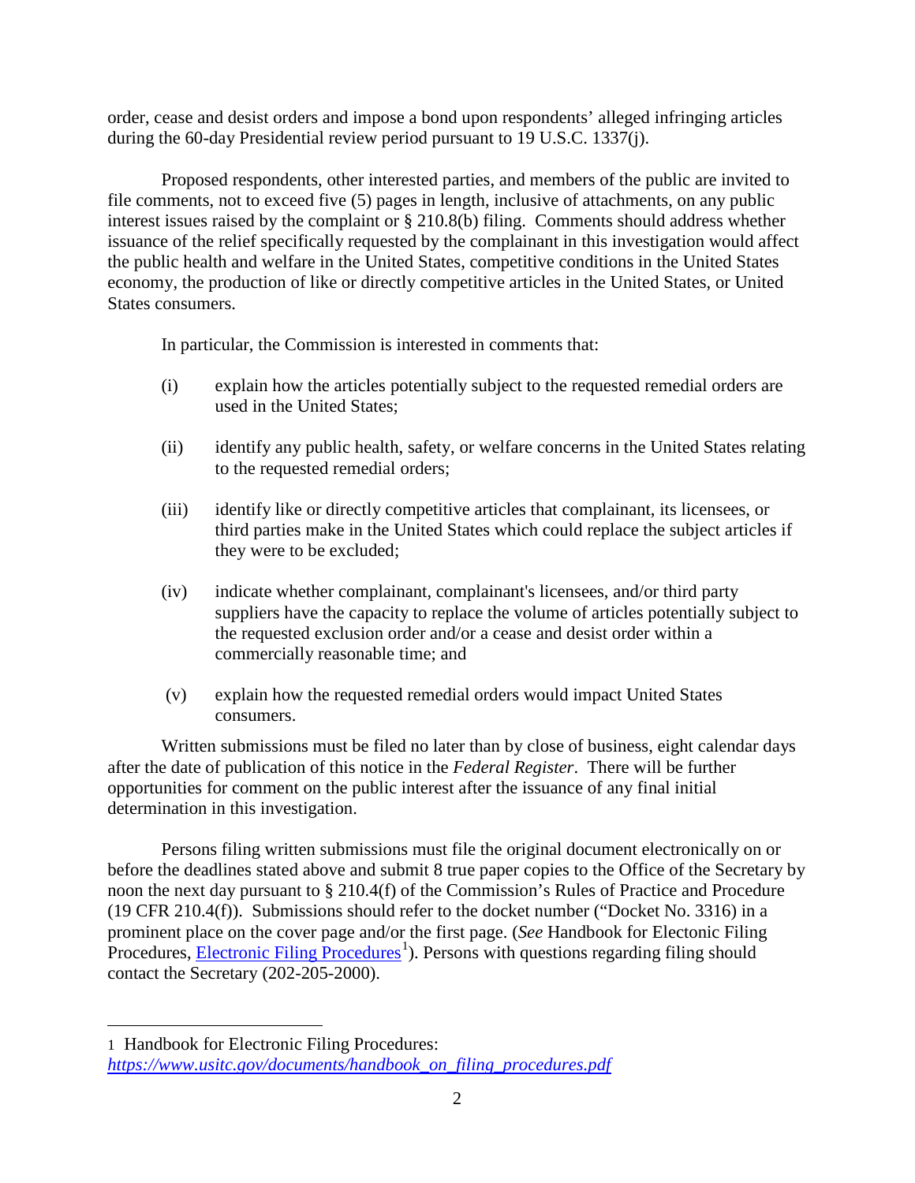order, cease and desist orders and impose a bond upon respondents' alleged infringing articles during the 60-day Presidential review period pursuant to 19 U.S.C. 1337(j).

Proposed respondents, other interested parties, and members of the public are invited to file comments, not to exceed five (5) pages in length, inclusive of attachments, on any public interest issues raised by the complaint or § 210.8(b) filing. Comments should address whether issuance of the relief specifically requested by the complainant in this investigation would affect the public health and welfare in the United States, competitive conditions in the United States economy, the production of like or directly competitive articles in the United States, or United States consumers.

In particular, the Commission is interested in comments that:

(i) explain how the articles potentially subject to the requested remedial orders are used in the United States;

(ii) identify any public health, safety, or welfare concerns in the United States relating to the requested remedial orders;

(iii) identify like or directly competitive articles that complainant, its licensees, or third parties make in the United States which could replace the subject articles if they were to be excluded;

(iv) indicate whether complainant, complainant's licensees, and/or third party suppliers have the capacity to replace the volume of articles potentially subject to the requested exclusion order and/or a cease and desist order within a commercially reasonable time; and

(v) explain how the requested remedial orders would impact United States consumers.

Written submissions must be filed no later than by close of business, eight calendar days after the date of publication of this notice in the *Federal Register*. There will be further opportunities for comment on the public interest after the issuance of any final initial determination in this investigation.

Persons filing written submissions must file the original document electronically on or before the deadlines stated above and submit 8 true paper copies to the Office of the Secretary by noon the next day pursuant to § 210.4(f) of the Commission's Rules of Practice and Procedure (19 CFR 210.4(f)). Submissions should refer to the docket number ("Docket No. 3316) in a prominent place on the cover page and/or the first page. (*See* Handbook for Electonic Filing Procedures, Electronic Filing Procedures[1]). Persons with questions regarding filing should contact the Secretary (202-205-2000).

---

1 Handbook for Electronic Filing Procedures: *https://www.usitc.gov/documents/handbook_on_filing_procedures.pdf*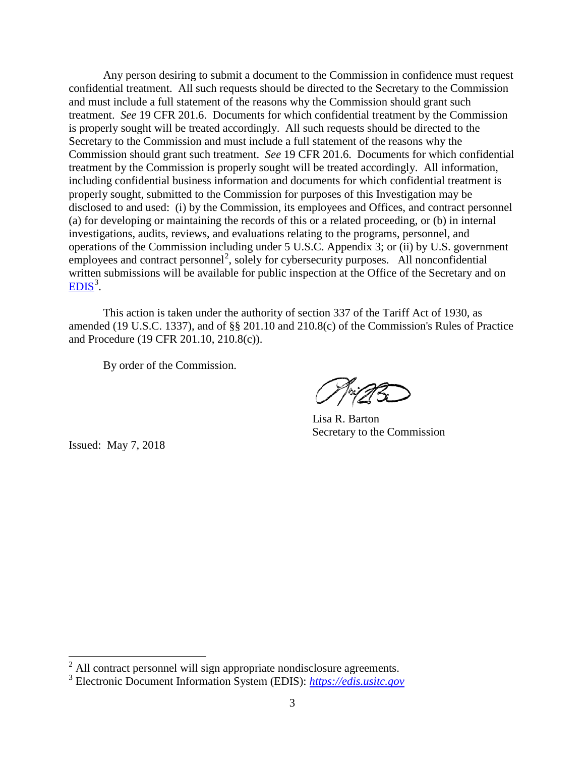Any person desiring to submit a document to the Commission in confidence must request confidential treatment. All such requests should be directed to the Secretary to the Commission and must include a full statement of the reasons why the Commission should grant such treatment. *See* 19 CFR 201.6. Documents for which confidential treatment by the Commission is properly sought will be treated accordingly. All such requests should be directed to the Secretary to the Commission and must include a full statement of the reasons why the Commission should grant such treatment. *See* 19 CFR 201.6. Documents for which confidential treatment by the Commission is properly sought will be treated accordingly. All information, including confidential business information and documents for which confidential treatment is properly sought, submitted to the Commission for purposes of this Investigation may be disclosed to and used: (i) by the Commission, its employees and Offices, and contract personnel (a) for developing or maintaining the records of this or a related proceeding, or (b) in internal investigations, audits, reviews, and evaluations relating to the programs, personnel, and operations of the Commission including under 5 U.S.C. Appendix 3; or (ii) by U.S. government employees and contract personnel[2], solely for cybersecurity purposes. All nonconfidential written submissions will be available for public inspection at the Office of the Secretary and on EDIS[3].

This action is taken under the authority of section 337 of the Tariff Act of 1930, as amended (19 U.S.C. 1337), and of §§ 201.10 and 210.8(c) of the Commission's Rules of Practice and Procedure (19 CFR 201.10, 210.8(c)).

By order of the Commission.

Lisa R. Barton
Secretary to the Commission

Issued: May 7, 2018

[2] All contract personnel will sign appropriate nondisclosure agreements.

[3] Electronic Document Information System (EDIS): *https://edis.usitc.gov*